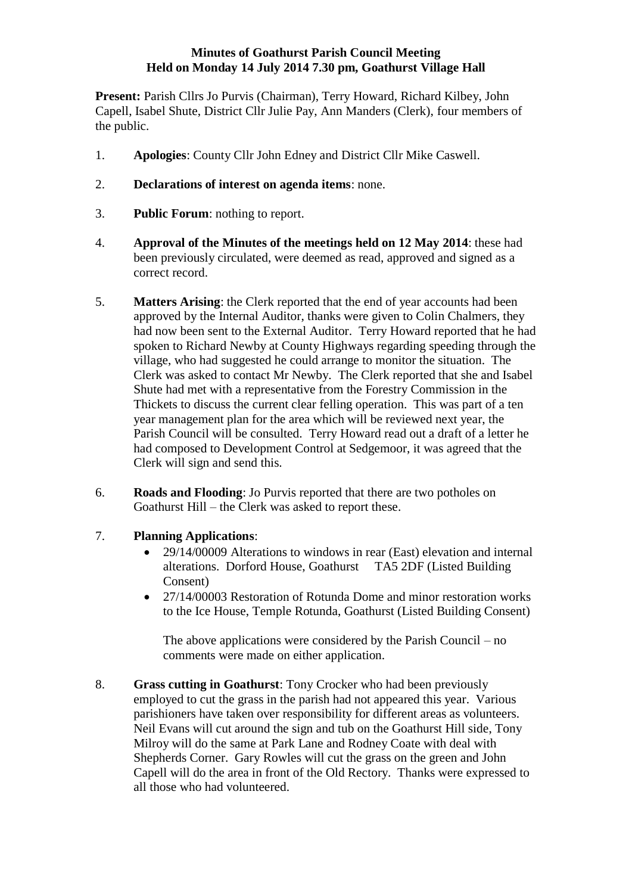**Minutes of Goathurst Parish Council Meeting**
**Held on Monday 14 July 2014 7.30 pm, Goathurst Village Hall**

**Present:** Parish Cllrs Jo Purvis (Chairman), Terry Howard, Richard Kilbey, John Capell, Isabel Shute, District Cllr Julie Pay, Ann Manders (Clerk), four members of the public.

1. **Apologies**: County Cllr John Edney and District Cllr Mike Caswell.

2. **Declarations of interest on agenda items**: none.

3. **Public Forum**: nothing to report.

4. **Approval of the Minutes of the meetings held on 12 May 2014**: these had been previously circulated, were deemed as read, approved and signed as a correct record.

5. **Matters Arising**: the Clerk reported that the end of year accounts had been approved by the Internal Auditor, thanks were given to Colin Chalmers, they had now been sent to the External Auditor. Terry Howard reported that he had spoken to Richard Newby at County Highways regarding speeding through the village, who had suggested he could arrange to monitor the situation. The Clerk was asked to contact Mr Newby. The Clerk reported that she and Isabel Shute had met with a representative from the Forestry Commission in the Thickets to discuss the current clear felling operation. This was part of a ten year management plan for the area which will be reviewed next year, the Parish Council will be consulted. Terry Howard read out a draft of a letter he had composed to Development Control at Sedgemoor, it was agreed that the Clerk will sign and send this.

6. **Roads and Flooding**: Jo Purvis reported that there are two potholes on Goathurst Hill – the Clerk was asked to report these.

7. **Planning Applications**:
   - 29/14/00009 Alterations to windows in rear (East) elevation and internal alterations. Dorford House, Goathurst TA5 2DF (Listed Building Consent)
   - 27/14/00003 Restoration of Rotunda Dome and minor restoration works to the Ice House, Temple Rotunda, Goathurst (Listed Building Consent)

   The above applications were considered by the Parish Council – no comments were made on either application.

8. **Grass cutting in Goathurst**: Tony Crocker who had been previously employed to cut the grass in the parish had not appeared this year. Various parishioners have taken over responsibility for different areas as volunteers. Neil Evans will cut around the sign and tub on the Goathurst Hill side, Tony Milroy will do the same at Park Lane and Rodney Coate with deal with Shepherds Corner. Gary Rowles will cut the grass on the green and John Capell will do the area in front of the Old Rectory. Thanks were expressed to all those who had volunteered.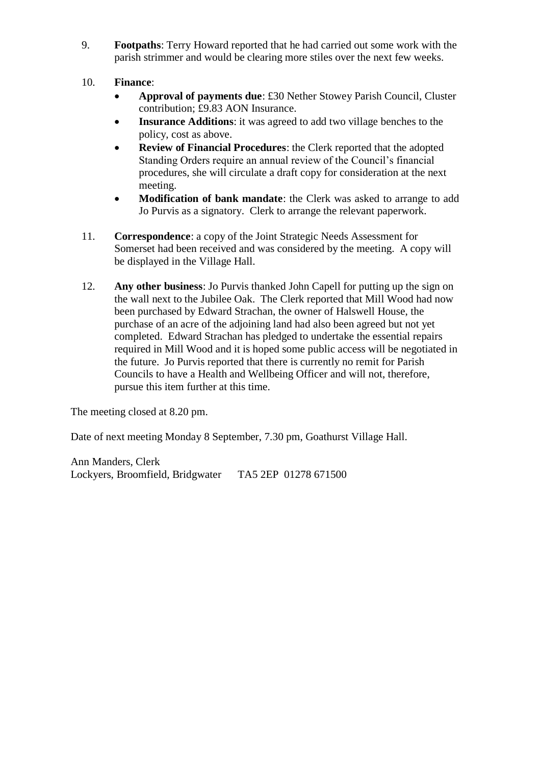9. **Footpaths**: Terry Howard reported that he had carried out some work with the parish strimmer and would be clearing more stiles over the next few weeks.

10. **Finance**:
    - **Approval of payments due**: £30 Nether Stowey Parish Council, Cluster contribution; £9.83 AON Insurance.
    - **Insurance Additions**: it was agreed to add two village benches to the policy, cost as above.
    - **Review of Financial Procedures**: the Clerk reported that the adopted Standing Orders require an annual review of the Council's financial procedures, she will circulate a draft copy for consideration at the next meeting.
    - **Modification of bank mandate**: the Clerk was asked to arrange to add Jo Purvis as a signatory. Clerk to arrange the relevant paperwork.

11. **Correspondence**: a copy of the Joint Strategic Needs Assessment for Somerset had been received and was considered by the meeting. A copy will be displayed in the Village Hall.

12. **Any other business**: Jo Purvis thanked John Capell for putting up the sign on the wall next to the Jubilee Oak. The Clerk reported that Mill Wood had now been purchased by Edward Strachan, the owner of Halswell House, the purchase of an acre of the adjoining land had also been agreed but not yet completed. Edward Strachan has pledged to undertake the essential repairs required in Mill Wood and it is hoped some public access will be negotiated in the future. Jo Purvis reported that there is currently no remit for Parish Councils to have a Health and Wellbeing Officer and will not, therefore, pursue this item further at this time.

The meeting closed at 8.20 pm.

Date of next meeting Monday 8 September, 7.30 pm, Goathurst Village Hall.

Ann Manders, Clerk
Lockyers, Broomfield, Bridgwater TA5 2EP 01278 671500